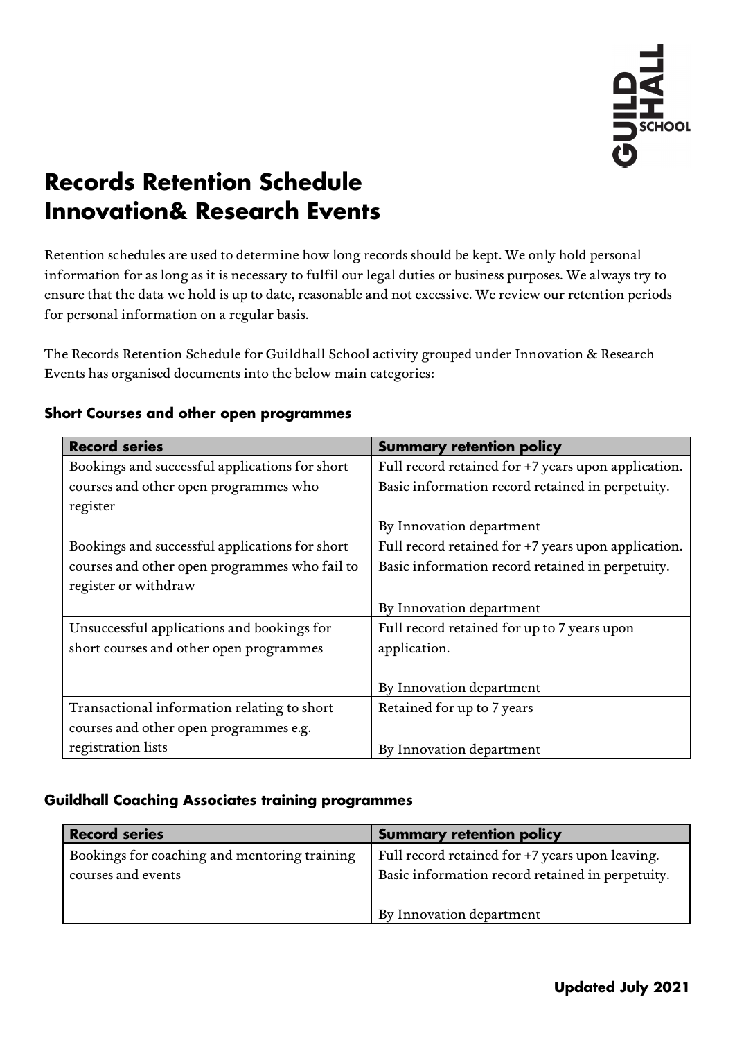# Records Retention Schedule
# Innovation& Research Events

Retention schedules are used to determine how long records should be kept. We only hold personal information for as long as it is necessary to fulfil our legal duties or business purposes. We always try to ensure that the data we hold is up to date, reasonable and not excessive. We review our retention periods for personal information on a regular basis.

The Records Retention Schedule for Guildhall School activity grouped under Innovation & Research Events has organised documents into the below main categories:

### Short Courses and other open programmes

| Record series | Summary retention policy |
| --- | --- |
| Bookings and successful applications for short courses and other open programmes who register | Full record retained for +7 years upon application. Basic information record retained in perpetuity.<br><br>By Innovation department |
| Bookings and successful applications for short courses and other open programmes who fail to register or withdraw | Full record retained for +7 years upon application. Basic information record retained in perpetuity.<br><br>By Innovation department |
| Unsuccessful applications and bookings for short courses and other open programmes | Full record retained for up to 7 years upon application.<br><br>By Innovation department |
| Transactional information relating to short courses and other open programmes e.g. registration lists | Retained for up to 7 years<br><br>By Innovation department |

### Guildhall Coaching Associates training programmes

| Record series | Summary retention policy |
| --- | --- |
| Bookings for coaching and mentoring training courses and events | Full record retained for +7 years upon leaving. Basic information record retained in perpetuity.<br><br>By Innovation department |

**Updated July 2021**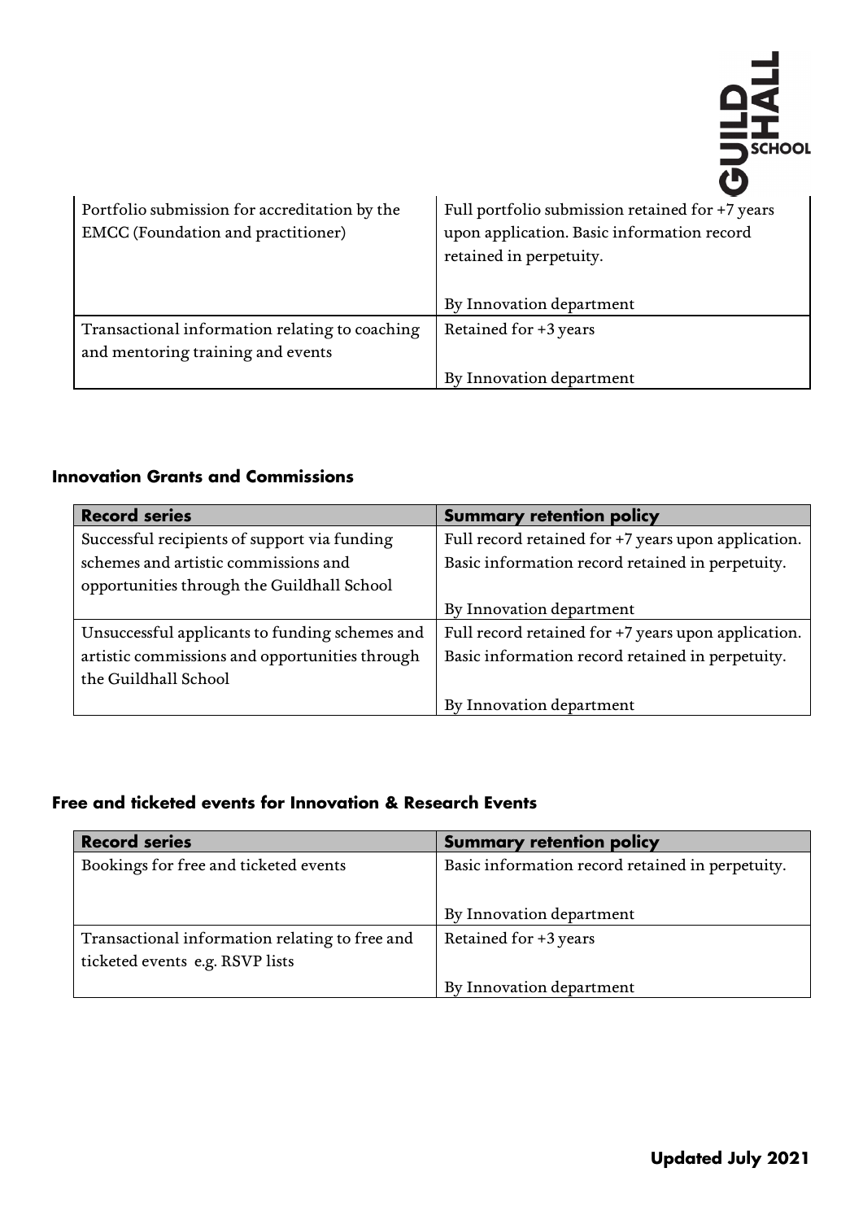| | |
|---|---|
| Portfolio submission for accreditation by the EMCC (Foundation and practitioner) | Full portfolio submission retained for +7 years upon application. Basic information record retained in perpetuity.<br><br>By Innovation department |
| Transactional information relating to coaching and mentoring training and events | Retained for +3 years<br><br>By Innovation department |

### Innovation Grants and Commissions

| Record series | Summary retention policy |
|---|---|
| Successful recipients of support via funding schemes and artistic commissions and opportunities through the Guildhall School | Full record retained for +7 years upon application. Basic information record retained in perpetuity.<br><br>By Innovation department |
| Unsuccessful applicants to funding schemes and artistic commissions and opportunities through the Guildhall School | Full record retained for +7 years upon application. Basic information record retained in perpetuity.<br><br>By Innovation department |

### Free and ticketed events for Innovation & Research Events

| Record series | Summary retention policy |
|---|---|
| Bookings for free and ticketed events | Basic information record retained in perpetuity.<br><br>By Innovation department |
| Transactional information relating to free and ticketed events e.g. RSVP lists | Retained for +3 years<br><br>By Innovation department |

**Updated July 2021**